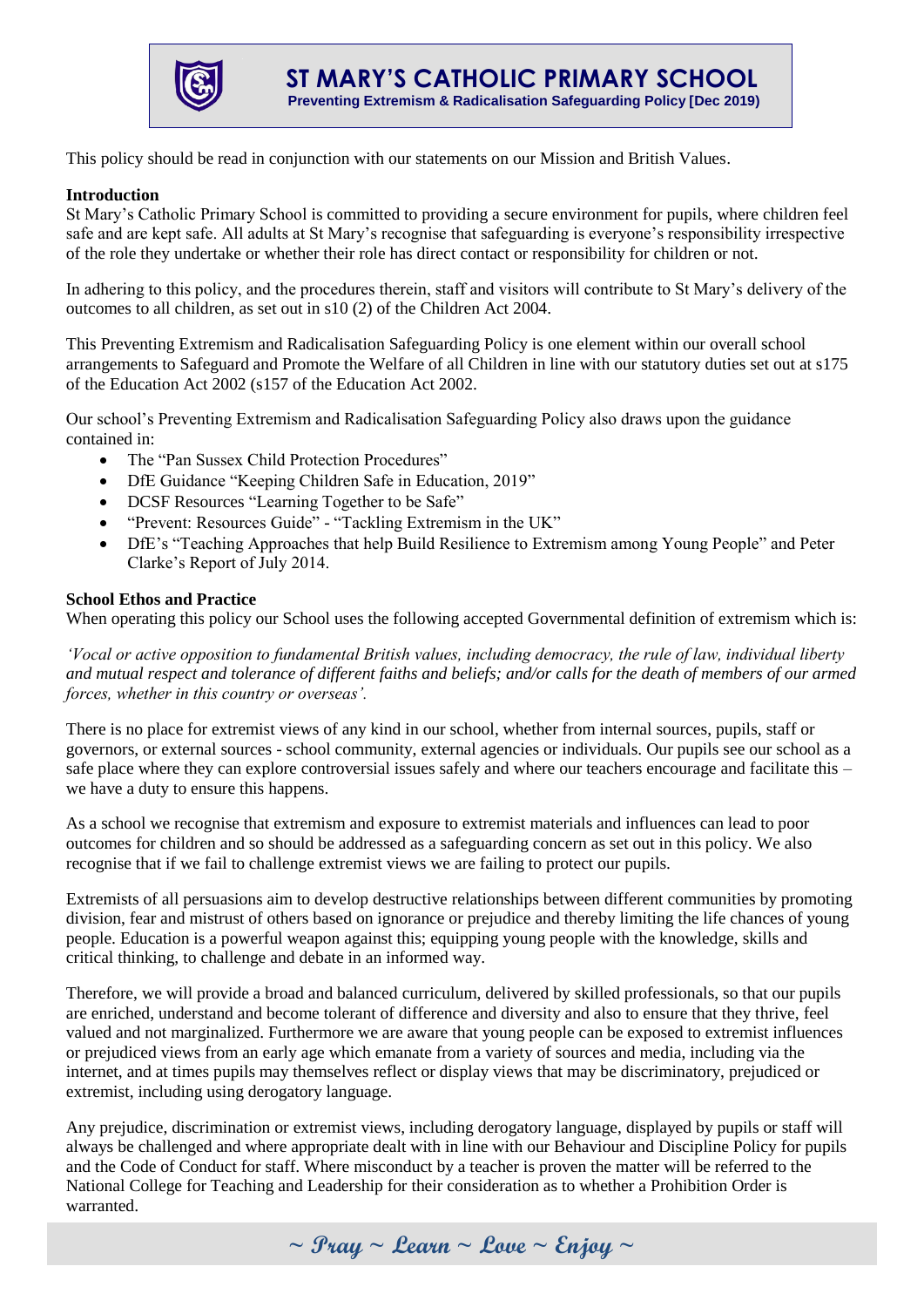# ST MARY'S CATHOLIC PRIMARY SCHOOL

**Preventing Extremism & Radicalisation Safeguarding Policy [Dec 2019)**

This policy should be read in conjunction with our statements on our Mission and British Values.

**Introduction**

St Mary's Catholic Primary School is committed to providing a secure environment for pupils, where children feel safe and are kept safe. All adults at St Mary's recognise that safeguarding is everyone's responsibility irrespective of the role they undertake or whether their role has direct contact or responsibility for children or not.

In adhering to this policy, and the procedures therein, staff and visitors will contribute to St Mary's delivery of the outcomes to all children, as set out in s10 (2) of the Children Act 2004.

This Preventing Extremism and Radicalisation Safeguarding Policy is one element within our overall school arrangements to Safeguard and Promote the Welfare of all Children in line with our statutory duties set out at s175 of the Education Act 2002 (s157 of the Education Act 2002.

Our school's Preventing Extremism and Radicalisation Safeguarding Policy also draws upon the guidance contained in:

- The "Pan Sussex Child Protection Procedures"
- DfE Guidance "Keeping Children Safe in Education, 2019"
- DCSF Resources "Learning Together to be Safe"
- "Prevent: Resources Guide" - "Tackling Extremism in the UK"
- DfE's "Teaching Approaches that help Build Resilience to Extremism among Young People" and Peter Clarke's Report of July 2014.

**School Ethos and Practice**

When operating this policy our School uses the following accepted Governmental definition of extremism which is:

*'Vocal or active opposition to fundamental British values, including democracy, the rule of law, individual liberty and mutual respect and tolerance of different faiths and beliefs; and/or calls for the death of members of our armed forces, whether in this country or overseas'.*

There is no place for extremist views of any kind in our school, whether from internal sources, pupils, staff or governors, or external sources - school community, external agencies or individuals. Our pupils see our school as a safe place where they can explore controversial issues safely and where our teachers encourage and facilitate this – we have a duty to ensure this happens.

As a school we recognise that extremism and exposure to extremist materials and influences can lead to poor outcomes for children and so should be addressed as a safeguarding concern as set out in this policy. We also recognise that if we fail to challenge extremist views we are failing to protect our pupils.

Extremists of all persuasions aim to develop destructive relationships between different communities by promoting division, fear and mistrust of others based on ignorance or prejudice and thereby limiting the life chances of young people. Education is a powerful weapon against this; equipping young people with the knowledge, skills and critical thinking, to challenge and debate in an informed way.

Therefore, we will provide a broad and balanced curriculum, delivered by skilled professionals, so that our pupils are enriched, understand and become tolerant of difference and diversity and also to ensure that they thrive, feel valued and not marginalized. Furthermore we are aware that young people can be exposed to extremist influences or prejudiced views from an early age which emanate from a variety of sources and media, including via the internet, and at times pupils may themselves reflect or display views that may be discriminatory, prejudiced or extremist, including using derogatory language.

Any prejudice, discrimination or extremist views, including derogatory language, displayed by pupils or staff will always be challenged and where appropriate dealt with in line with our Behaviour and Discipline Policy for pupils and the Code of Conduct for staff. Where misconduct by a teacher is proven the matter will be referred to the National College for Teaching and Leadership for their consideration as to whether a Prohibition Order is warranted.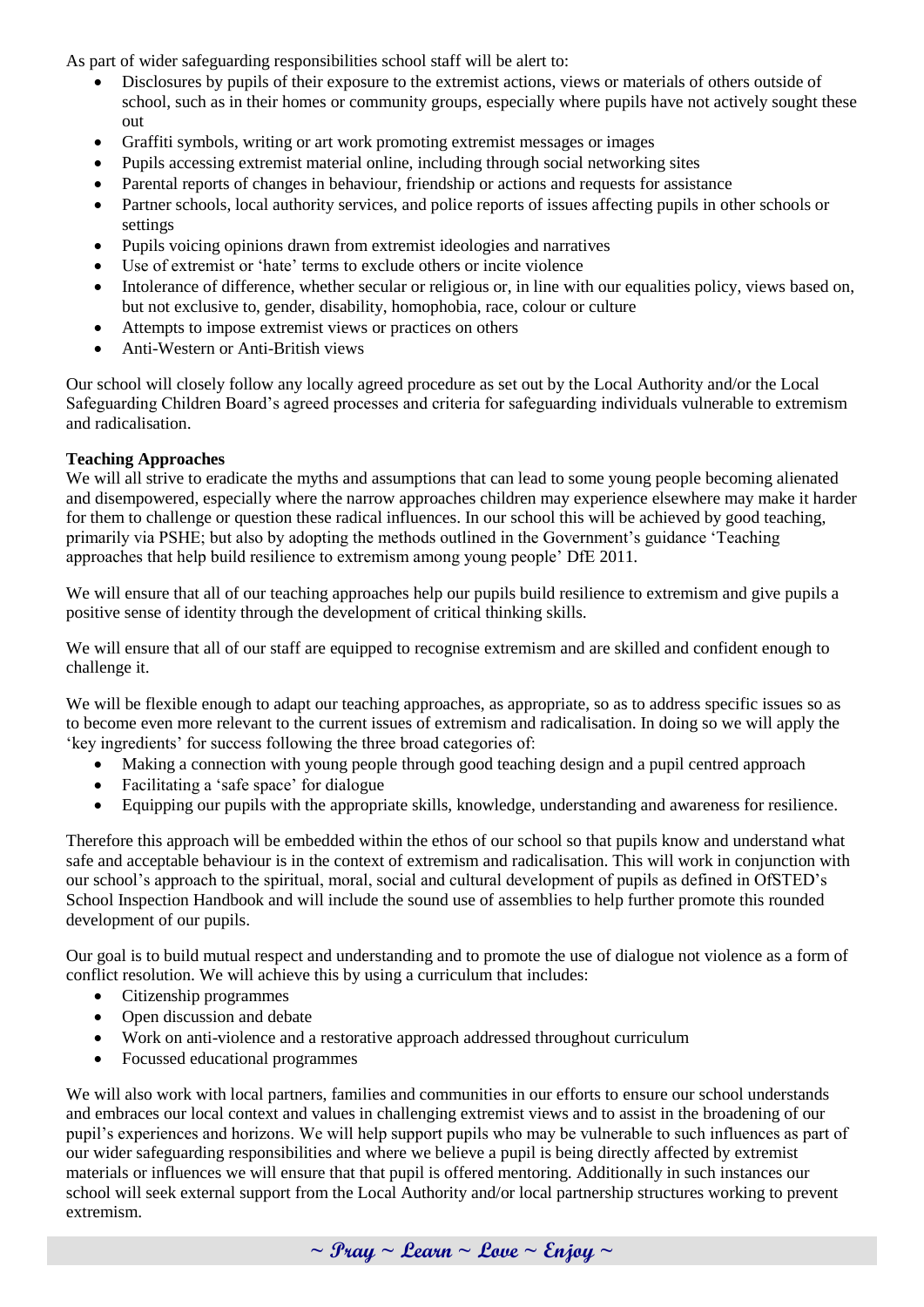As part of wider safeguarding responsibilities school staff will be alert to:

- Disclosures by pupils of their exposure to the extremist actions, views or materials of others outside of school, such as in their homes or community groups, especially where pupils have not actively sought these out
- Graffiti symbols, writing or art work promoting extremist messages or images
- Pupils accessing extremist material online, including through social networking sites
- Parental reports of changes in behaviour, friendship or actions and requests for assistance
- Partner schools, local authority services, and police reports of issues affecting pupils in other schools or settings
- Pupils voicing opinions drawn from extremist ideologies and narratives
- Use of extremist or 'hate' terms to exclude others or incite violence
- Intolerance of difference, whether secular or religious or, in line with our equalities policy, views based on, but not exclusive to, gender, disability, homophobia, race, colour or culture
- Attempts to impose extremist views or practices on others
- Anti-Western or Anti-British views

Our school will closely follow any locally agreed procedure as set out by the Local Authority and/or the Local Safeguarding Children Board's agreed processes and criteria for safeguarding individuals vulnerable to extremism and radicalisation.

**Teaching Approaches**

We will all strive to eradicate the myths and assumptions that can lead to some young people becoming alienated and disempowered, especially where the narrow approaches children may experience elsewhere may make it harder for them to challenge or question these radical influences. In our school this will be achieved by good teaching, primarily via PSHE; but also by adopting the methods outlined in the Government's guidance 'Teaching approaches that help build resilience to extremism among young people' DfE 2011.

We will ensure that all of our teaching approaches help our pupils build resilience to extremism and give pupils a positive sense of identity through the development of critical thinking skills.

We will ensure that all of our staff are equipped to recognise extremism and are skilled and confident enough to challenge it.

We will be flexible enough to adapt our teaching approaches, as appropriate, so as to address specific issues so as to become even more relevant to the current issues of extremism and radicalisation. In doing so we will apply the 'key ingredients' for success following the three broad categories of:

- Making a connection with young people through good teaching design and a pupil centred approach
- Facilitating a 'safe space' for dialogue
- Equipping our pupils with the appropriate skills, knowledge, understanding and awareness for resilience.

Therefore this approach will be embedded within the ethos of our school so that pupils know and understand what safe and acceptable behaviour is in the context of extremism and radicalisation. This will work in conjunction with our school's approach to the spiritual, moral, social and cultural development of pupils as defined in OfSTED's School Inspection Handbook and will include the sound use of assemblies to help further promote this rounded development of our pupils.

Our goal is to build mutual respect and understanding and to promote the use of dialogue not violence as a form of conflict resolution. We will achieve this by using a curriculum that includes:

- Citizenship programmes
- Open discussion and debate
- Work on anti-violence and a restorative approach addressed throughout curriculum
- Focussed educational programmes

We will also work with local partners, families and communities in our efforts to ensure our school understands and embraces our local context and values in challenging extremist views and to assist in the broadening of our pupil's experiences and horizons. We will help support pupils who may be vulnerable to such influences as part of our wider safeguarding responsibilities and where we believe a pupil is being directly affected by extremist materials or influences we will ensure that that pupil is offered mentoring. Additionally in such instances our school will seek external support from the Local Authority and/or local partnership structures working to prevent extremism.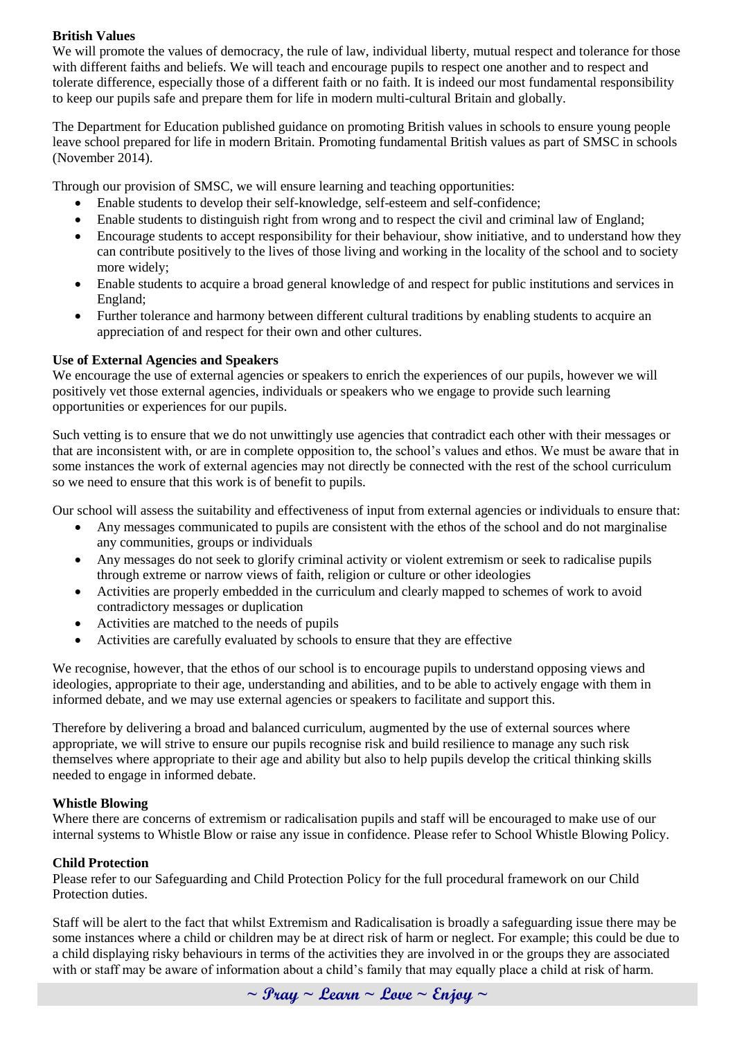**British Values**

We will promote the values of democracy, the rule of law, individual liberty, mutual respect and tolerance for those with different faiths and beliefs. We will teach and encourage pupils to respect one another and to respect and tolerate difference, especially those of a different faith or no faith. It is indeed our most fundamental responsibility to keep our pupils safe and prepare them for life in modern multi-cultural Britain and globally.

The Department for Education published guidance on promoting British values in schools to ensure young people leave school prepared for life in modern Britain. Promoting fundamental British values as part of SMSC in schools (November 2014).

Through our provision of SMSC, we will ensure learning and teaching opportunities:

- Enable students to develop their self-knowledge, self-esteem and self-confidence;
- Enable students to distinguish right from wrong and to respect the civil and criminal law of England;
- Encourage students to accept responsibility for their behaviour, show initiative, and to understand how they can contribute positively to the lives of those living and working in the locality of the school and to society more widely;
- Enable students to acquire a broad general knowledge of and respect for public institutions and services in England;
- Further tolerance and harmony between different cultural traditions by enabling students to acquire an appreciation of and respect for their own and other cultures.

**Use of External Agencies and Speakers**

We encourage the use of external agencies or speakers to enrich the experiences of our pupils, however we will positively vet those external agencies, individuals or speakers who we engage to provide such learning opportunities or experiences for our pupils.

Such vetting is to ensure that we do not unwittingly use agencies that contradict each other with their messages or that are inconsistent with, or are in complete opposition to, the school's values and ethos. We must be aware that in some instances the work of external agencies may not directly be connected with the rest of the school curriculum so we need to ensure that this work is of benefit to pupils.

Our school will assess the suitability and effectiveness of input from external agencies or individuals to ensure that:

- Any messages communicated to pupils are consistent with the ethos of the school and do not marginalise any communities, groups or individuals
- Any messages do not seek to glorify criminal activity or violent extremism or seek to radicalise pupils through extreme or narrow views of faith, religion or culture or other ideologies
- Activities are properly embedded in the curriculum and clearly mapped to schemes of work to avoid contradictory messages or duplication
- Activities are matched to the needs of pupils
- Activities are carefully evaluated by schools to ensure that they are effective

We recognise, however, that the ethos of our school is to encourage pupils to understand opposing views and ideologies, appropriate to their age, understanding and abilities, and to be able to actively engage with them in informed debate, and we may use external agencies or speakers to facilitate and support this.

Therefore by delivering a broad and balanced curriculum, augmented by the use of external sources where appropriate, we will strive to ensure our pupils recognise risk and build resilience to manage any such risk themselves where appropriate to their age and ability but also to help pupils develop the critical thinking skills needed to engage in informed debate.

**Whistle Blowing**

Where there are concerns of extremism or radicalisation pupils and staff will be encouraged to make use of our internal systems to Whistle Blow or raise any issue in confidence. Please refer to School Whistle Blowing Policy.

**Child Protection**

Please refer to our Safeguarding and Child Protection Policy for the full procedural framework on our Child Protection duties.

Staff will be alert to the fact that whilst Extremism and Radicalisation is broadly a safeguarding issue there may be some instances where a child or children may be at direct risk of harm or neglect. For example; this could be due to a child displaying risky behaviours in terms of the activities they are involved in or the groups they are associated with or staff may be aware of information about a child's family that may equally place a child at risk of harm.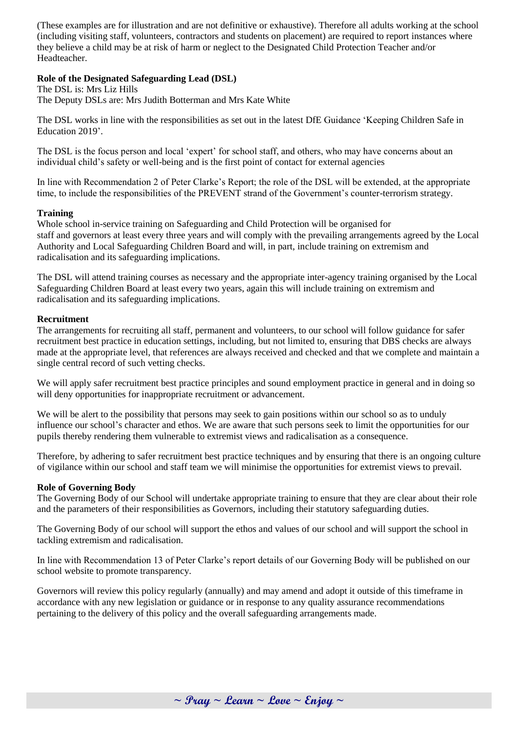(These examples are for illustration and are not definitive or exhaustive). Therefore all adults working at the school (including visiting staff, volunteers, contractors and students on placement) are required to report instances where they believe a child may be at risk of harm or neglect to the Designated Child Protection Teacher and/or Headteacher.

**Role of the Designated Safeguarding Lead (DSL)**
The DSL is: Mrs Liz Hills
The Deputy DSLs are: Mrs Judith Botterman and Mrs Kate White

The DSL works in line with the responsibilities as set out in the latest DfE Guidance 'Keeping Children Safe in Education 2019'.

The DSL is the focus person and local 'expert' for school staff, and others, who may have concerns about an individual child's safety or well-being and is the first point of contact for external agencies

In line with Recommendation 2 of Peter Clarke's Report; the role of the DSL will be extended, at the appropriate time, to include the responsibilities of the PREVENT strand of the Government's counter-terrorism strategy.

**Training**
Whole school in-service training on Safeguarding and Child Protection will be organised for staff and governors at least every three years and will comply with the prevailing arrangements agreed by the Local Authority and Local Safeguarding Children Board and will, in part, include training on extremism and radicalisation and its safeguarding implications.

The DSL will attend training courses as necessary and the appropriate inter-agency training organised by the Local Safeguarding Children Board at least every two years, again this will include training on extremism and radicalisation and its safeguarding implications.

**Recruitment**
The arrangements for recruiting all staff, permanent and volunteers, to our school will follow guidance for safer recruitment best practice in education settings, including, but not limited to, ensuring that DBS checks are always made at the appropriate level, that references are always received and checked and that we complete and maintain a single central record of such vetting checks.

We will apply safer recruitment best practice principles and sound employment practice in general and in doing so will deny opportunities for inappropriate recruitment or advancement.

We will be alert to the possibility that persons may seek to gain positions within our school so as to unduly influence our school's character and ethos. We are aware that such persons seek to limit the opportunities for our pupils thereby rendering them vulnerable to extremist views and radicalisation as a consequence.

Therefore, by adhering to safer recruitment best practice techniques and by ensuring that there is an ongoing culture of vigilance within our school and staff team we will minimise the opportunities for extremist views to prevail.

**Role of Governing Body**
The Governing Body of our School will undertake appropriate training to ensure that they are clear about their role and the parameters of their responsibilities as Governors, including their statutory safeguarding duties.

The Governing Body of our school will support the ethos and values of our school and will support the school in tackling extremism and radicalisation.

In line with Recommendation 13 of Peter Clarke's report details of our Governing Body will be published on our school website to promote transparency.

Governors will review this policy regularly (annually) and may amend and adopt it outside of this timeframe in accordance with any new legislation or guidance or in response to any quality assurance recommendations pertaining to the delivery of this policy and the overall safeguarding arrangements made.